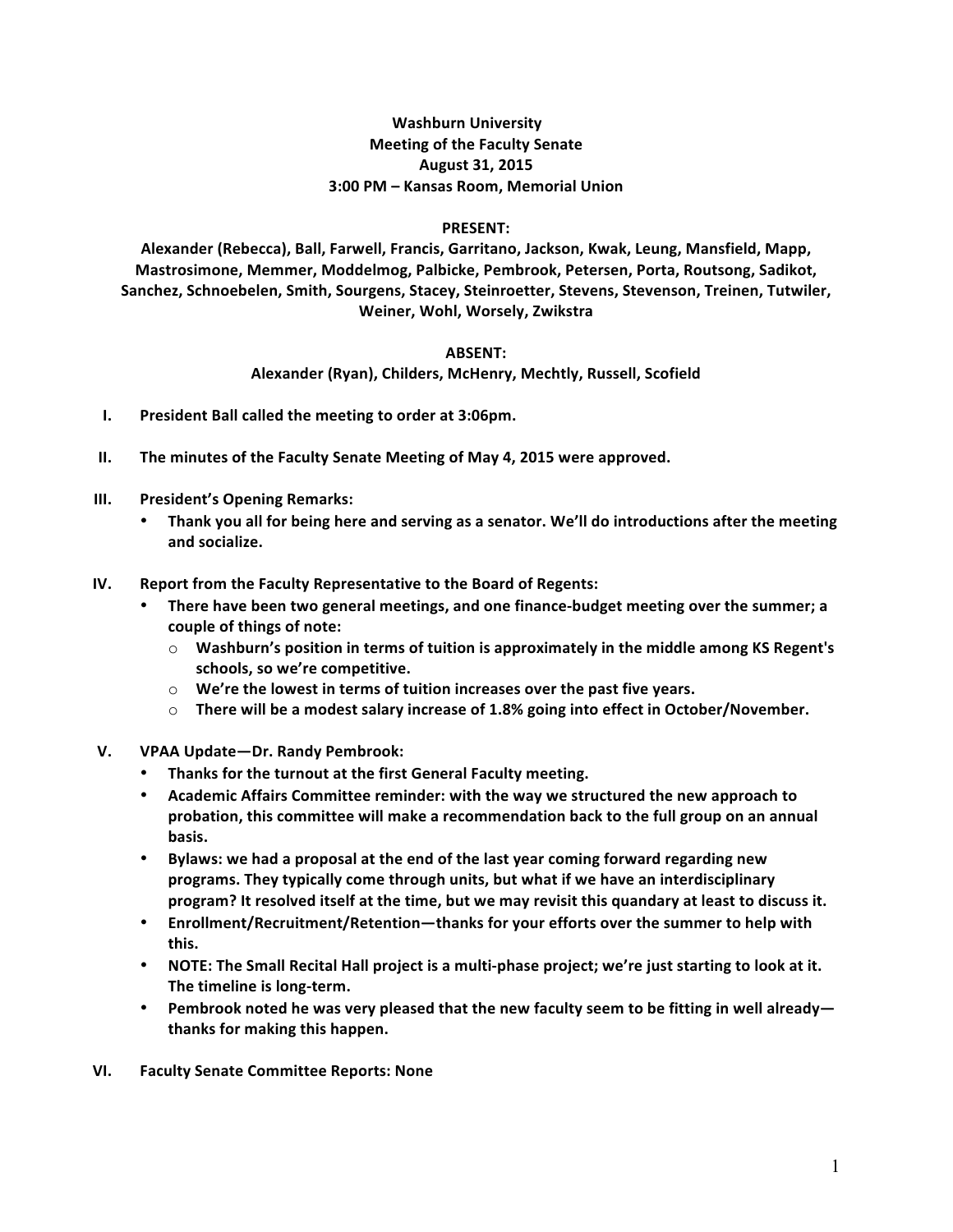# Washburn University
## Meeting of the Faculty Senate
### August 31, 2015
### 3:00 PM – Kansas Room, Memorial Union

**PRESENT:**

**Alexander (Rebecca), Ball, Farwell, Francis, Garritano, Jackson, Kwak, Leung, Mansfield, Mapp, Mastrosimone, Memmer, Moddelmog, Palbicke, Pembrook, Petersen, Porta, Routsong, Sadikot, Sanchez, Schnoebelen, Smith, Sourgens, Stacey, Steinroetter, Stevens, Stevenson, Treinen, Tutwiler, Weiner, Wohl, Worsely, Zwikstra**

**ABSENT:**

**Alexander (Ryan), Childers, McHenry, Mechtly, Russell, Scofield**

I. **President Ball called the meeting to order at 3:06pm.**

II. **The minutes of the Faculty Senate Meeting of May 4, 2015 were approved.**

III. **President's Opening Remarks:**
   - **Thank you all for being here and serving as a senator. We'll do introductions after the meeting and socialize.**

IV. **Report from the Faculty Representative to the Board of Regents:**
   - **There have been two general meetings, and one finance-budget meeting over the summer; a couple of things of note:**
     - **Washburn's position in terms of tuition is approximately in the middle among KS Regent's schools, so we're competitive.**
     - **We're the lowest in terms of tuition increases over the past five years.**
     - **There will be a modest salary increase of 1.8% going into effect in October/November.**

V. **VPAA Update—Dr. Randy Pembrook:**
   - **Thanks for the turnout at the first General Faculty meeting.**
   - **Academic Affairs Committee reminder: with the way we structured the new approach to probation, this committee will make a recommendation back to the full group on an annual basis.**
   - **Bylaws: we had a proposal at the end of the last year coming forward regarding new programs. They typically come through units, but what if we have an interdisciplinary program? It resolved itself at the time, but we may revisit this quandary at least to discuss it.**
   - **Enrollment/Recruitment/Retention—thanks for your efforts over the summer to help with this.**
   - **NOTE: The Small Recital Hall project is a multi-phase project; we're just starting to look at it. The timeline is long-term.**
   - **Pembrook noted he was very pleased that the new faculty seem to be fitting in well already—thanks for making this happen.**

VI. **Faculty Senate Committee Reports: None**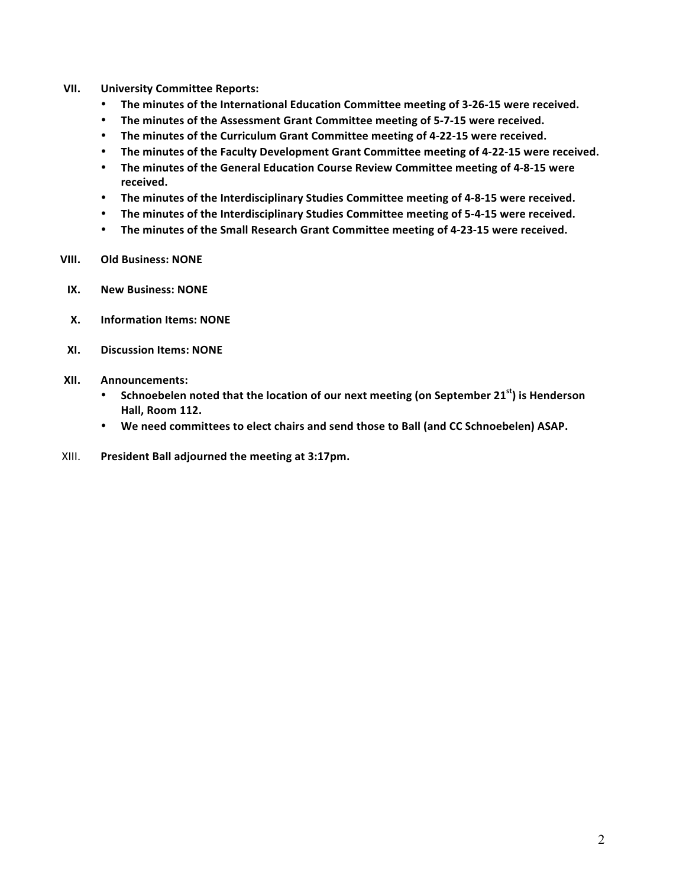**VII. University Committee Reports:**

- **The minutes of the International Education Committee meeting of 3-26-15 were received.**
- **The minutes of the Assessment Grant Committee meeting of 5-7-15 were received.**
- **The minutes of the Curriculum Grant Committee meeting of 4-22-15 were received.**
- **The minutes of the Faculty Development Grant Committee meeting of 4-22-15 were received.**
- **The minutes of the General Education Course Review Committee meeting of 4-8-15 were received.**
- **The minutes of the Interdisciplinary Studies Committee meeting of 4-8-15 were received.**
- **The minutes of the Interdisciplinary Studies Committee meeting of 5-4-15 were received.**
- **The minutes of the Small Research Grant Committee meeting of 4-23-15 were received.**

**VIII. Old Business: NONE**

**IX. New Business: NONE**

**X. Information Items: NONE**

**XI. Discussion Items: NONE**

**XII. Announcements:**

- **Schnoebelen noted that the location of our next meeting (on September 21st) is Henderson Hall, Room 112.**
- **We need committees to elect chairs and send those to Ball (and CC Schnoebelen) ASAP.**

XIII. **President Ball adjourned the meeting at 3:17pm.**